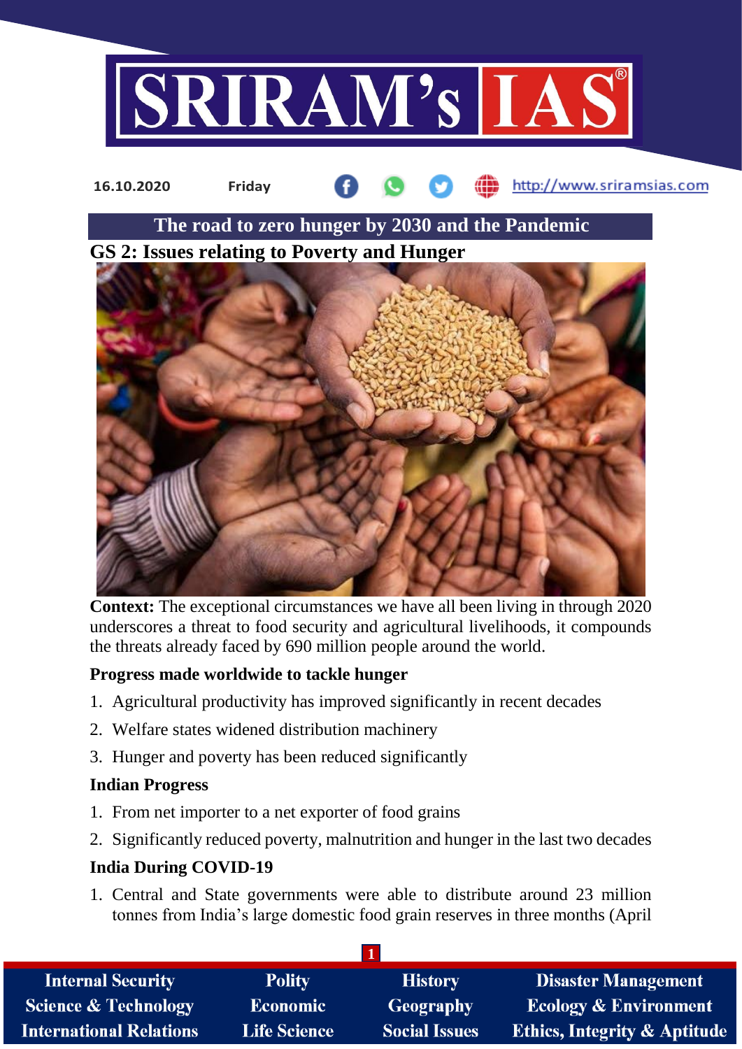16.10.2020 Friday http://www.sriramsias.com

# The road to zero hunger by 2030 and the Pandemic

## GS 2: Issues relating to Poverty and Hunger

**Context:** The exceptional circumstances we have all been living in through 2020 underscores a threat to food security and agricultural livelihoods, it compounds the threats already faced by 690 million people around the world.

### Progress made worldwide to tackle hunger

1. Agricultural productivity has improved significantly in recent decades
2. Welfare states widened distribution machinery
3. Hunger and poverty has been reduced significantly

### Indian Progress

1. From net importer to a net exporter of food grains
2. Significantly reduced poverty, malnutrition and hunger in the last two decades

### India During COVID-19

1. Central and State governments were able to distribute around 23 million tonnes from India's large domestic food grain reserves in three months (April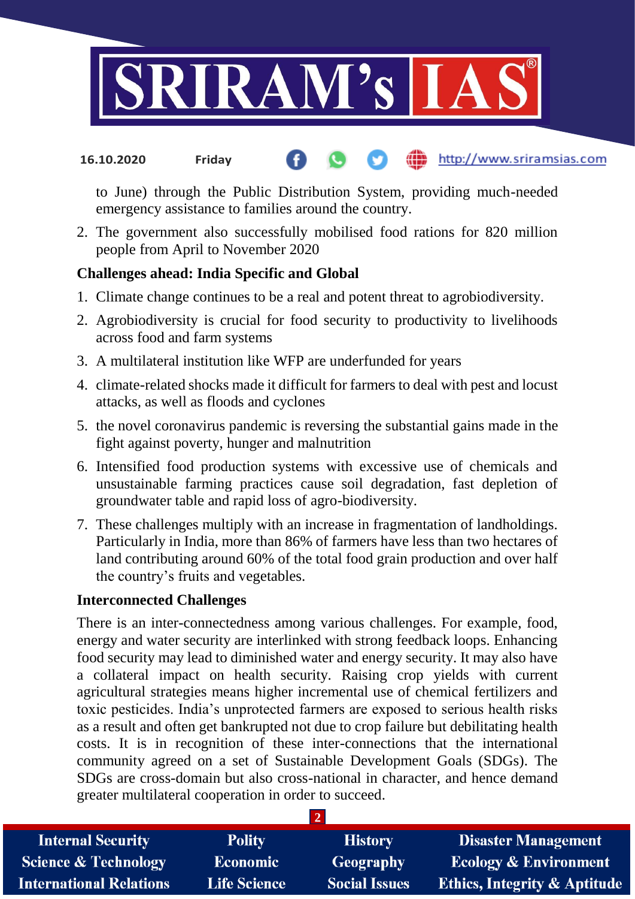to June) through the Public Distribution System, providing much-needed emergency assistance to families around the country.

2. The government also successfully mobilised food rations for 820 million people from April to November 2020

**Challenges ahead: India Specific and Global**

1. Climate change continues to be a real and potent threat to agrobiodiversity.
2. Agrobiodiversity is crucial for food security to productivity to livelihoods across food and farm systems
3. A multilateral institution like WFP are underfunded for years
4. climate-related shocks made it difficult for farmers to deal with pest and locust attacks, as well as floods and cyclones
5. the novel coronavirus pandemic is reversing the substantial gains made in the fight against poverty, hunger and malnutrition
6. Intensified food production systems with excessive use of chemicals and unsustainable farming practices cause soil degradation, fast depletion of groundwater table and rapid loss of agro-biodiversity.
7. These challenges multiply with an increase in fragmentation of landholdings. Particularly in India, more than 86% of farmers have less than two hectares of land contributing around 60% of the total food grain production and over half the country's fruits and vegetables.

**Interconnected Challenges**

There is an inter-connectedness among various challenges. For example, food, energy and water security are interlinked with strong feedback loops. Enhancing food security may lead to diminished water and energy security. It may also have a collateral impact on health security. Raising crop yields with current agricultural strategies means higher incremental use of chemical fertilizers and toxic pesticides. India's unprotected farmers are exposed to serious health risks as a result and often get bankrupted not due to crop failure but debilitating health costs. It is in recognition of these inter-connections that the international community agreed on a set of Sustainable Development Goals (SDGs). The SDGs are cross-domain but also cross-national in character, and hence demand greater multilateral cooperation in order to succeed.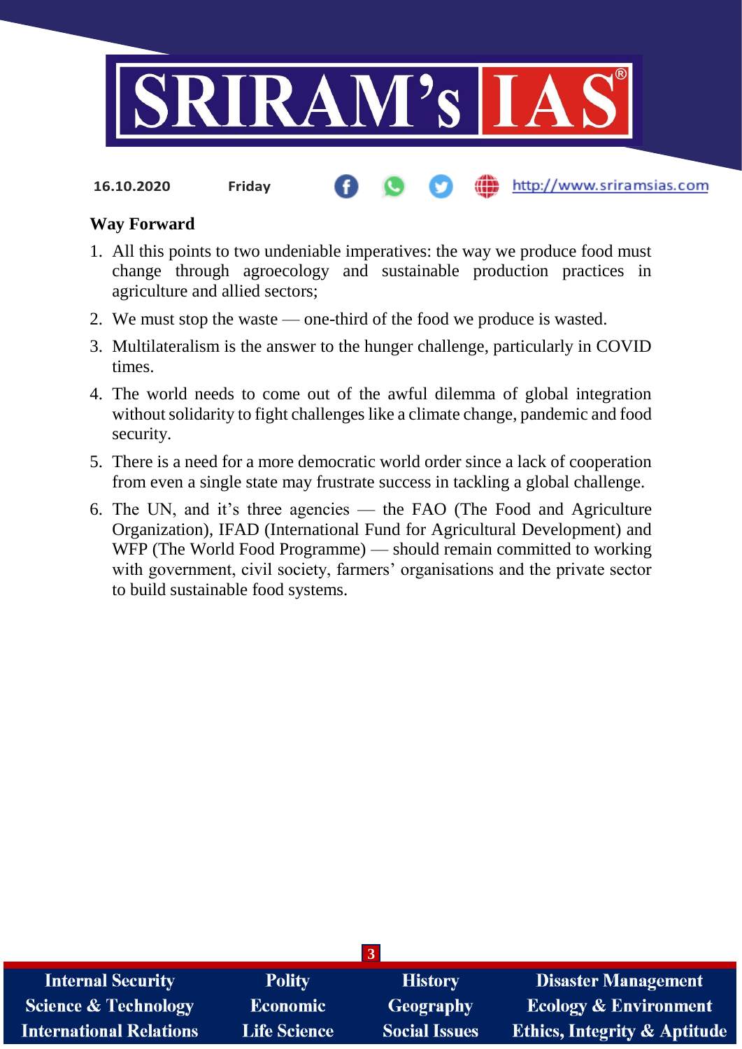**Way Forward**

1. All this points to two undeniable imperatives: the way we produce food must change through agroecology and sustainable production practices in agriculture and allied sectors;
2. We must stop the waste — one-third of the food we produce is wasted.
3. Multilateralism is the answer to the hunger challenge, particularly in COVID times.
4. The world needs to come out of the awful dilemma of global integration without solidarity to fight challenges like a climate change, pandemic and food security.
5. There is a need for a more democratic world order since a lack of cooperation from even a single state may frustrate success in tackling a global challenge.
6. The UN, and it's three agencies — the FAO (The Food and Agriculture Organization), IFAD (International Fund for Agricultural Development) and WFP (The World Food Programme) — should remain committed to working with government, civil society, farmers' organisations and the private sector to build sustainable food systems.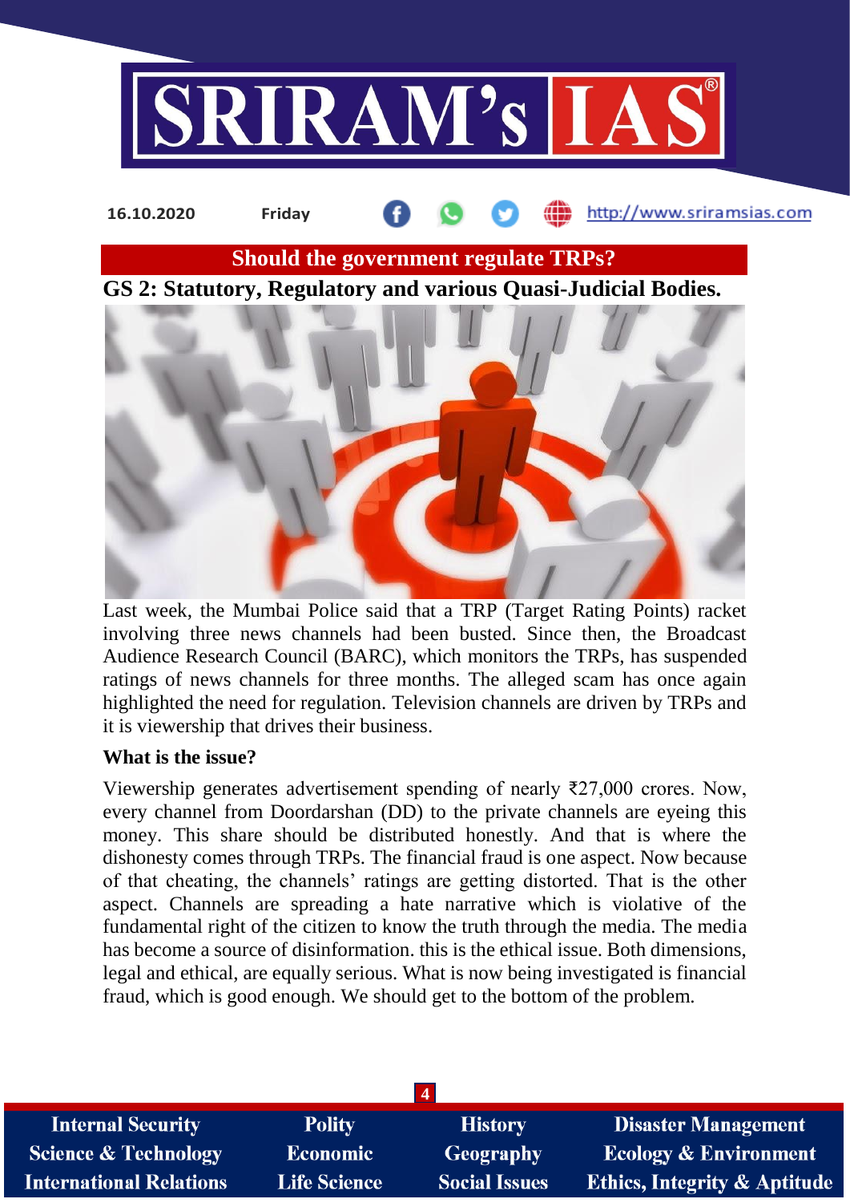## Should the government regulate TRPs?

### GS 2: Statutory, Regulatory and various Quasi-Judicial Bodies.

Last week, the Mumbai Police said that a TRP (Target Rating Points) racket involving three news channels had been busted. Since then, the Broadcast Audience Research Council (BARC), which monitors the TRPs, has suspended ratings of news channels for three months. The alleged scam has once again highlighted the need for regulation. Television channels are driven by TRPs and it is viewership that drives their business.

**What is the issue?**

Viewership generates advertisement spending of nearly ₹27,000 crores. Now, every channel from Doordarshan (DD) to the private channels are eyeing this money. This share should be distributed honestly. And that is where the dishonesty comes through TRPs. The financial fraud is one aspect. Now because of that cheating, the channels' ratings are getting distorted. That is the other aspect. Channels are spreading a hate narrative which is violative of the fundamental right of the citizen to know the truth through the media. The media has become a source of disinformation. this is the ethical issue. Both dimensions, legal and ethical, are equally serious. What is now being investigated is financial fraud, which is good enough. We should get to the bottom of the problem.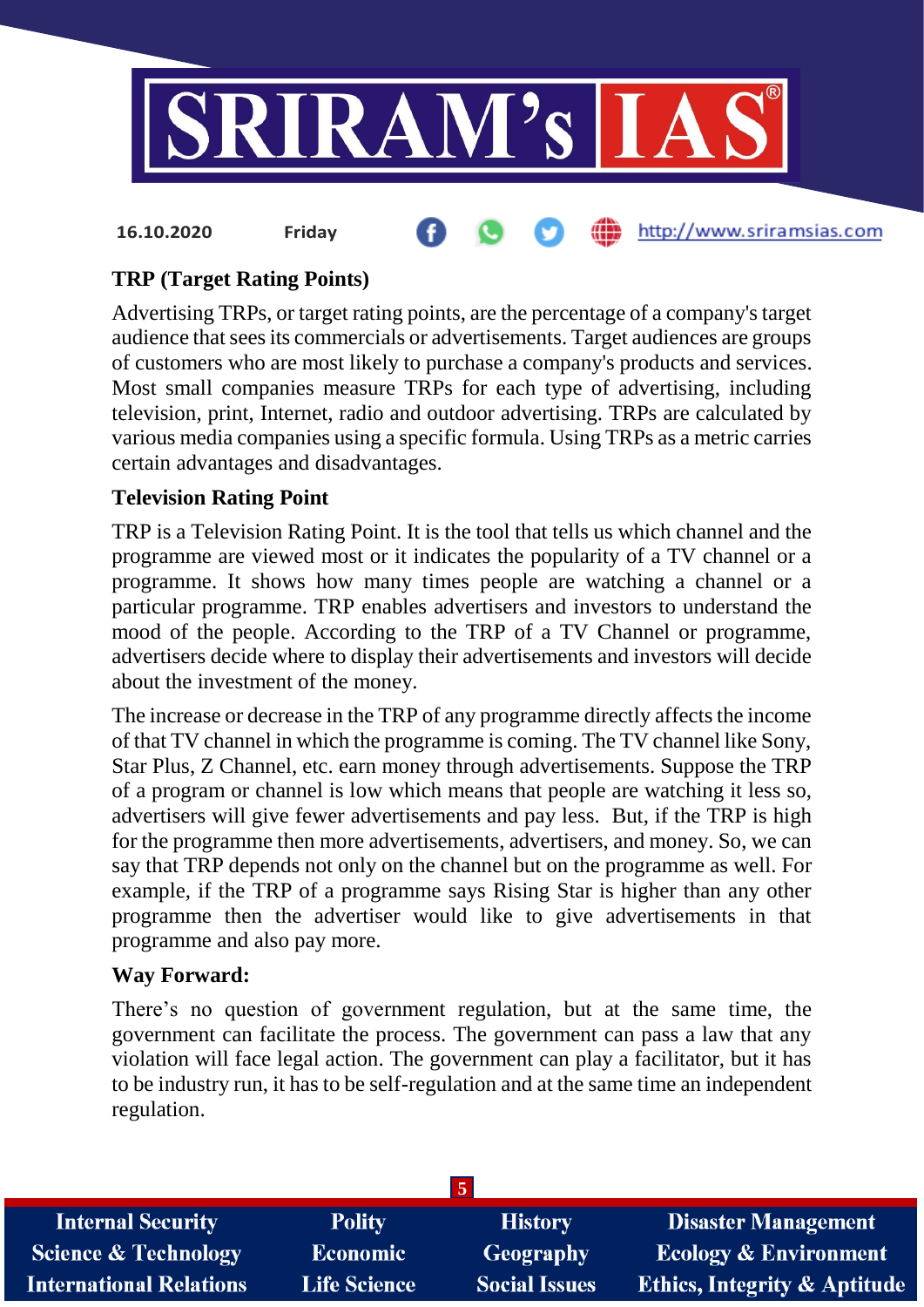## TRP (Target Rating Points)

Advertising TRPs, or target rating points, are the percentage of a company's target audience that sees its commercials or advertisements. Target audiences are groups of customers who are most likely to purchase a company's products and services. Most small companies measure TRPs for each type of advertising, including television, print, Internet, radio and outdoor advertising. TRPs are calculated by various media companies using a specific formula. Using TRPs as a metric carries certain advantages and disadvantages.

### Television Rating Point

TRP is a Television Rating Point. It is the tool that tells us which channel and the programme are viewed most or it indicates the popularity of a TV channel or a programme. It shows how many times people are watching a channel or a particular programme. TRP enables advertisers and investors to understand the mood of the people. According to the TRP of a TV Channel or programme, advertisers decide where to display their advertisements and investors will decide about the investment of the money.

The increase or decrease in the TRP of any programme directly affects the income of that TV channel in which the programme is coming. The TV channel like Sony, Star Plus, Z Channel, etc. earn money through advertisements. Suppose the TRP of a program or channel is low which means that people are watching it less so, advertisers will give fewer advertisements and pay less. But, if the TRP is high for the programme then more advertisements, advertisers, and money. So, we can say that TRP depends not only on the channel but on the programme as well. For example, if the TRP of a programme says Rising Star is higher than any other programme then the advertiser would like to give advertisements in that programme and also pay more.

### Way Forward:

There's no question of government regulation, but at the same time, the government can facilitate the process. The government can pass a law that any violation will face legal action. The government can play a facilitator, but it has to be industry run, it has to be self-regulation and at the same time an independent regulation.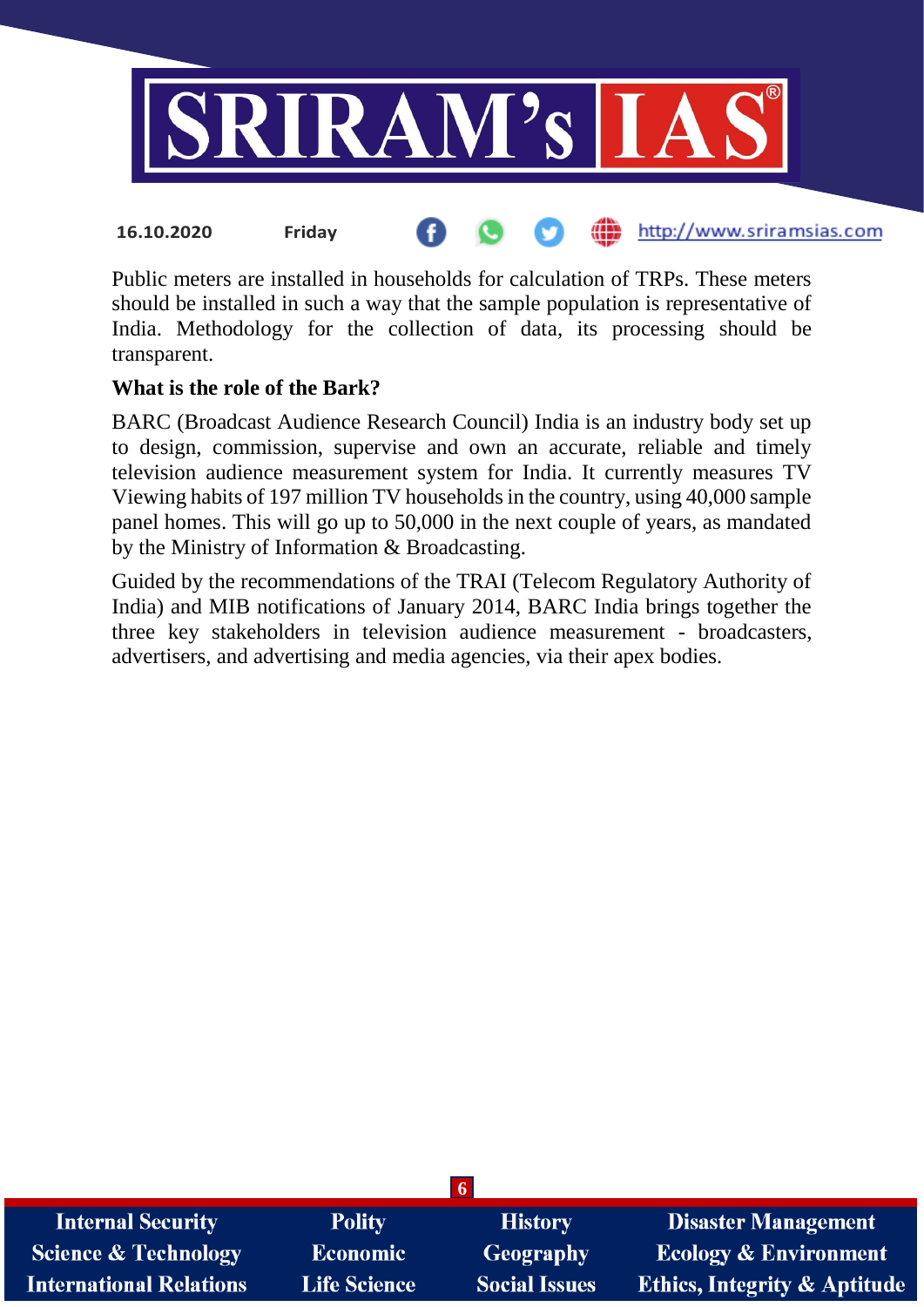Public meters are installed in households for calculation of TRPs. These meters should be installed in such a way that the sample population is representative of India. Methodology for the collection of data, its processing should be transparent.

**What is the role of the Bark?**

BARC (Broadcast Audience Research Council) India is an industry body set up to design, commission, supervise and own an accurate, reliable and timely television audience measurement system for India. It currently measures TV Viewing habits of 197 million TV households in the country, using 40,000 sample panel homes. This will go up to 50,000 in the next couple of years, as mandated by the Ministry of Information & Broadcasting.

Guided by the recommendations of the TRAI (Telecom Regulatory Authority of India) and MIB notifications of January 2014, BARC India brings together the three key stakeholders in television audience measurement - broadcasters, advertisers, and advertising and media agencies, via their apex bodies.